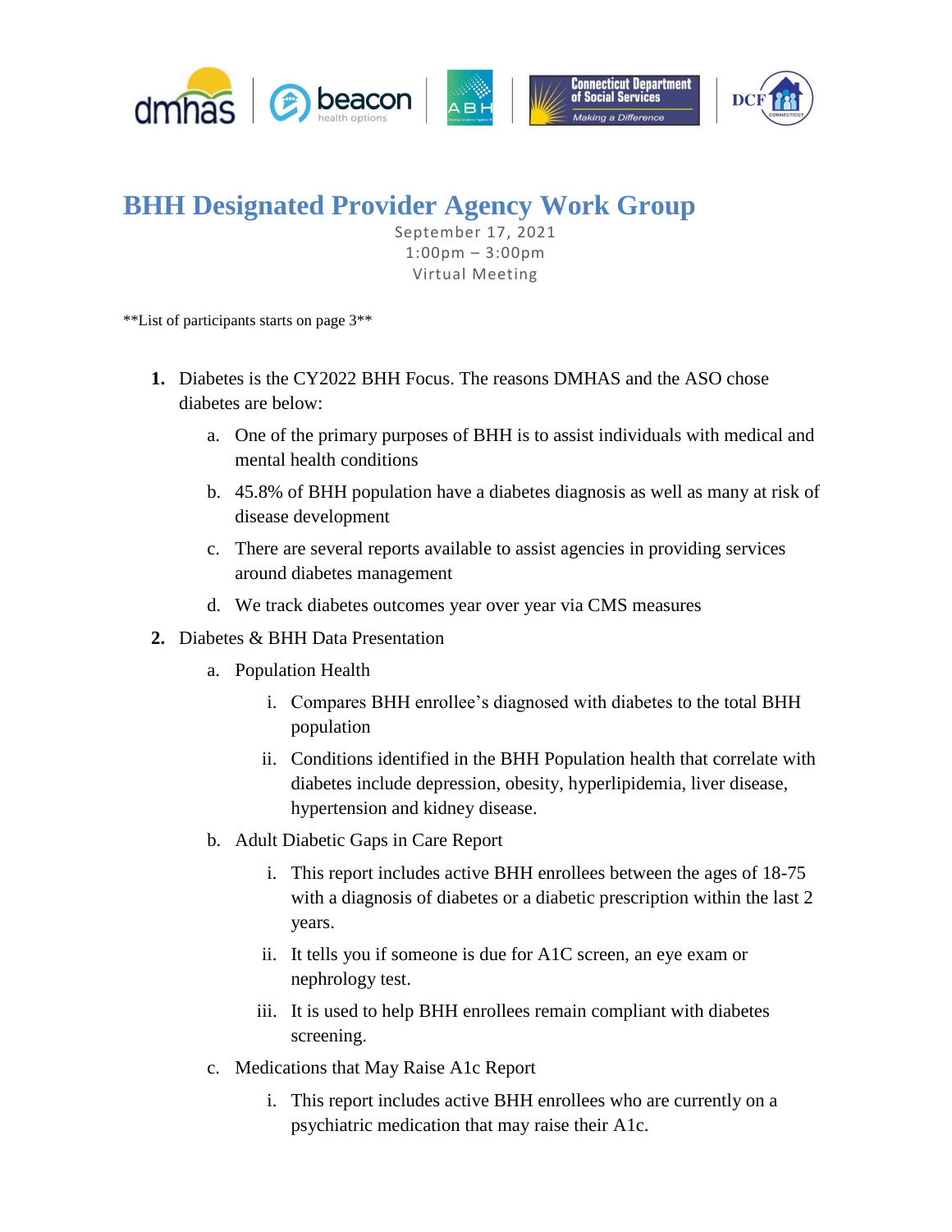# BHH Designated Provider Agency Work Group

September 17, 2021
1:00pm – 3:00pm
Virtual Meeting

**List of participants starts on page 3**

1. Diabetes is the CY2022 BHH Focus. The reasons DMHAS and the ASO chose diabetes are below:
   a. One of the primary purposes of BHH is to assist individuals with medical and mental health conditions
   b. 45.8% of BHH population have a diabetes diagnosis as well as many at risk of disease development
   c. There are several reports available to assist agencies in providing services around diabetes management
   d. We track diabetes outcomes year over year via CMS measures
2. Diabetes & BHH Data Presentation
   a. Population Health
      i. Compares BHH enrollee's diagnosed with diabetes to the total BHH population
      ii. Conditions identified in the BHH Population health that correlate with diabetes include depression, obesity, hyperlipidemia, liver disease, hypertension and kidney disease.
   b. Adult Diabetic Gaps in Care Report
      i. This report includes active BHH enrollees between the ages of 18-75 with a diagnosis of diabetes or a diabetic prescription within the last 2 years.
      ii. It tells you if someone is due for A1C screen, an eye exam or nephrology test.
      iii. It is used to help BHH enrollees remain compliant with diabetes screening.
   c. Medications that May Raise A1c Report
      i. This report includes active BHH enrollees who are currently on a psychiatric medication that may raise their A1c.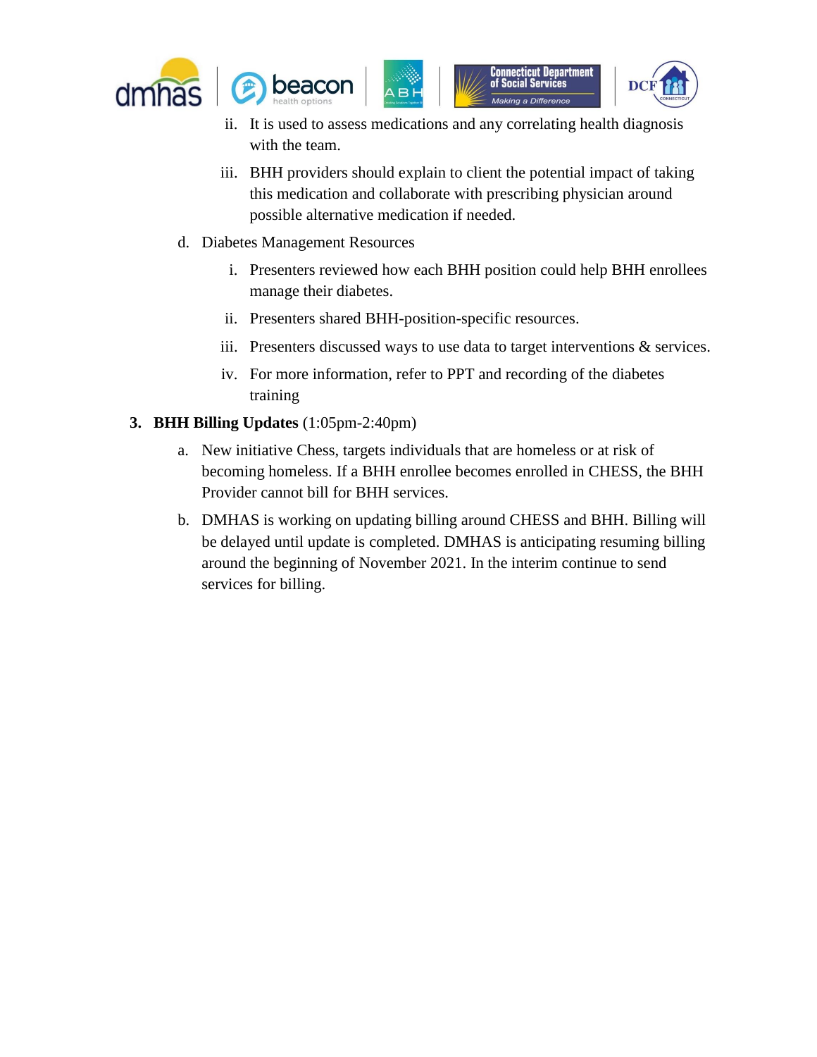ii. It is used to assess medications and any correlating health diagnosis with the team.

   iii. BHH providers should explain to client the potential impact of taking this medication and collaborate with prescribing physician around possible alternative medication if needed.

d. Diabetes Management Resources

   i. Presenters reviewed how each BHH position could help BHH enrollees manage their diabetes.

   ii. Presenters shared BHH-position-specific resources.

   iii. Presenters discussed ways to use data to target interventions & services.

   iv. For more information, refer to PPT and recording of the diabetes training

**3. BHH Billing Updates** (1:05pm-2:40pm)

a. New initiative Chess, targets individuals that are homeless or at risk of becoming homeless. If a BHH enrollee becomes enrolled in CHESS, the BHH Provider cannot bill for BHH services.

b. DMHAS is working on updating billing around CHESS and BHH. Billing will be delayed until update is completed. DMHAS is anticipating resuming billing around the beginning of November 2021. In the interim continue to send services for billing.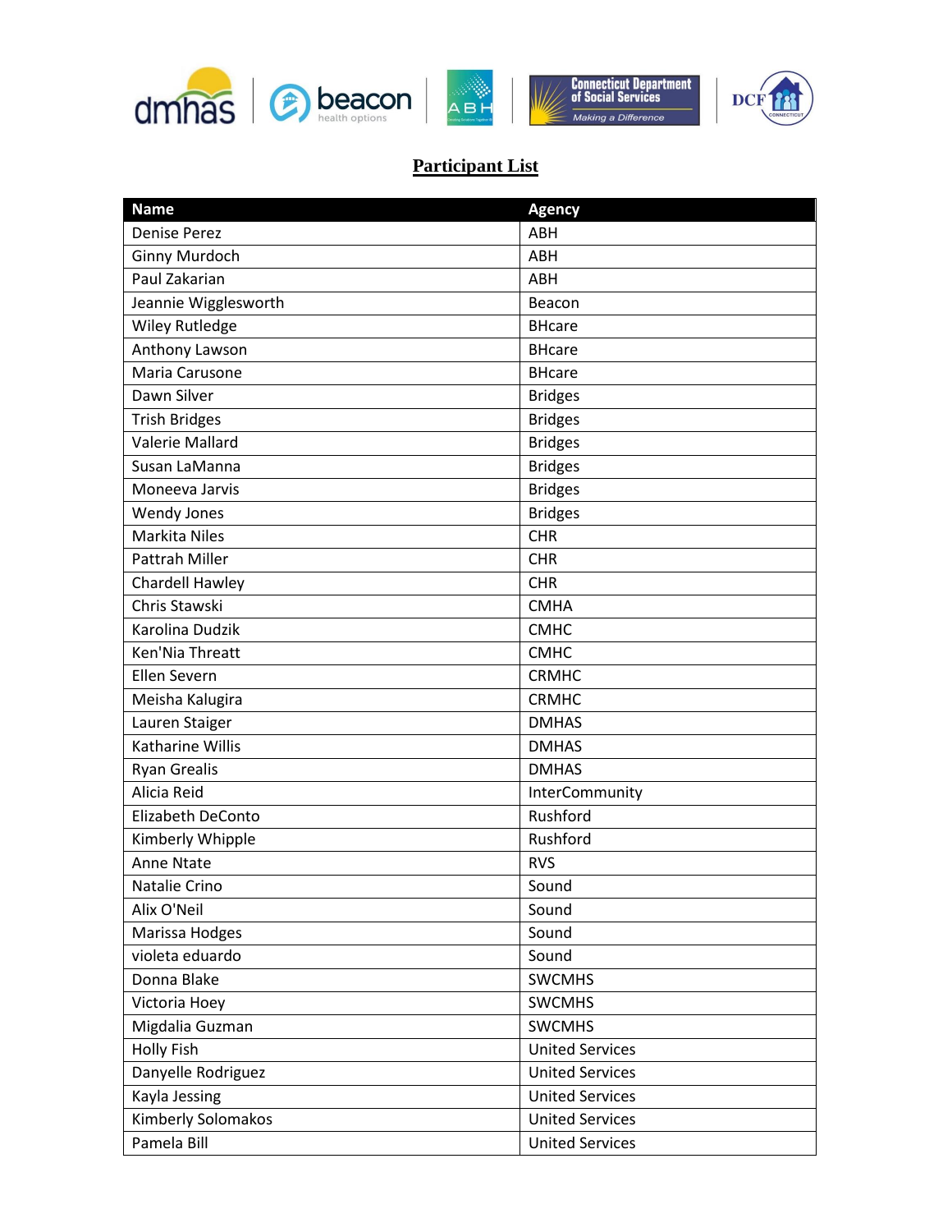**Participant List**

| Name | Agency |
|---|---|
| Denise Perez | ABH |
| Ginny Murdoch | ABH |
| Paul Zakarian | ABH |
| Jeannie Wigglesworth | Beacon |
| Wiley Rutledge | BHcare |
| Anthony Lawson | BHcare |
| Maria Carusone | BHcare |
| Dawn Silver | Bridges |
| Trish Bridges | Bridges |
| Valerie Mallard | Bridges |
| Susan LaManna | Bridges |
| Moneeva Jarvis | Bridges |
| Wendy Jones | Bridges |
| Markita Niles | CHR |
| Pattrah Miller | CHR |
| Chardell Hawley | CHR |
| Chris Stawski | CMHA |
| Karolina Dudzik | CMHC |
| Ken'Nia Threatt | CMHC |
| Ellen Severn | CRMHC |
| Meisha Kalugira | CRMHC |
| Lauren Staiger | DMHAS |
| Katharine Willis | DMHAS |
| Ryan Grealis | DMHAS |
| Alicia Reid | InterCommunity |
| Elizabeth DeConto | Rushford |
| Kimberly Whipple | Rushford |
| Anne Ntate | RVS |
| Natalie Crino | Sound |
| Alix O'Neil | Sound |
| Marissa Hodges | Sound |
| violeta eduardo | Sound |
| Donna Blake | SWCMHS |
| Victoria Hoey | SWCMHS |
| Migdalia Guzman | SWCMHS |
| Holly Fish | United Services |
| Danyelle Rodriguez | United Services |
| Kayla Jessing | United Services |
| Kimberly Solomakos | United Services |
| Pamela Bill | United Services |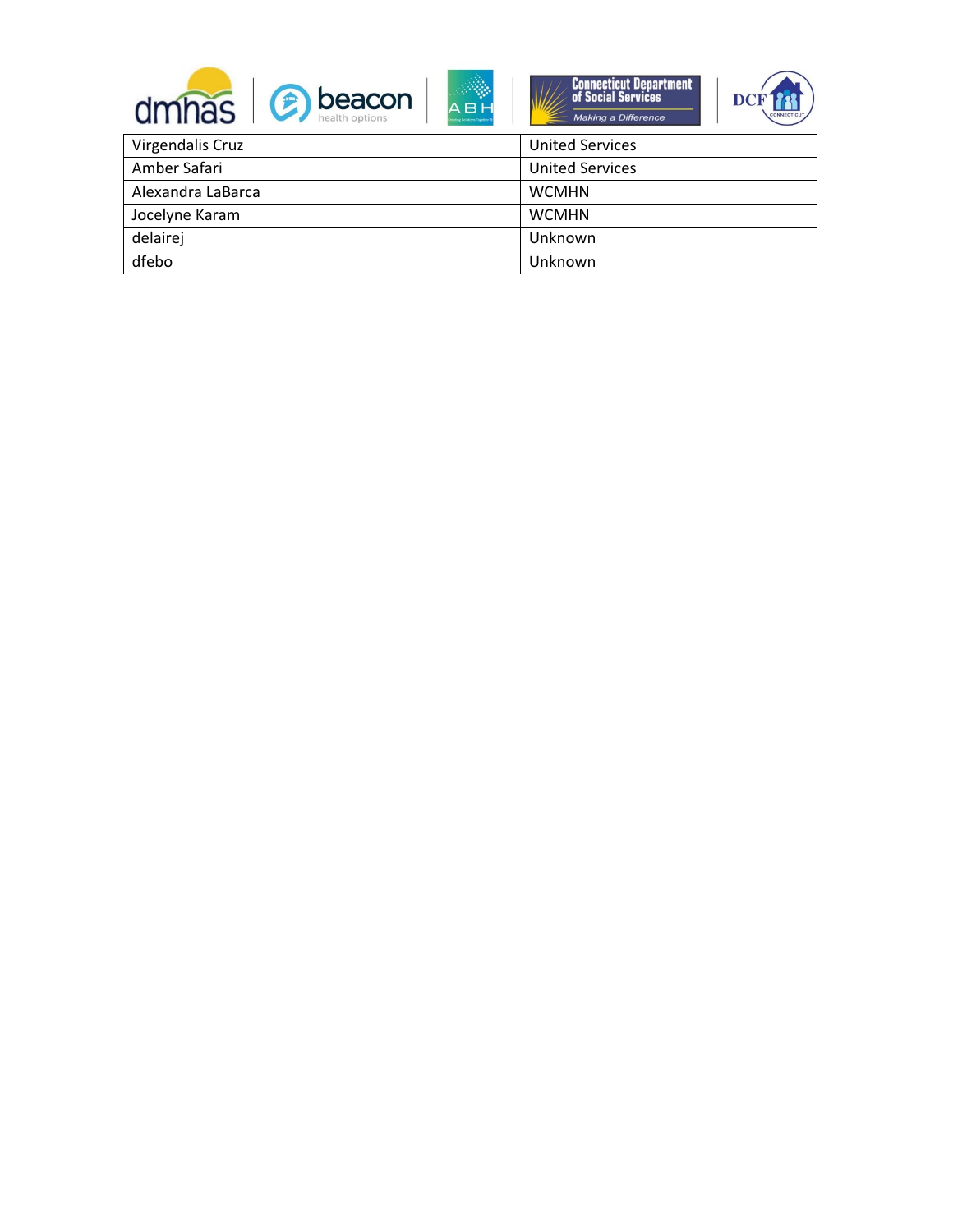| | |
|---|---|
| Virgendalis Cruz | United Services |
| Amber Safari | United Services |
| Alexandra LaBarca | WCMHN |
| Jocelyne Karam | WCMHN |
| delairej | Unknown |
| dfebo | Unknown |